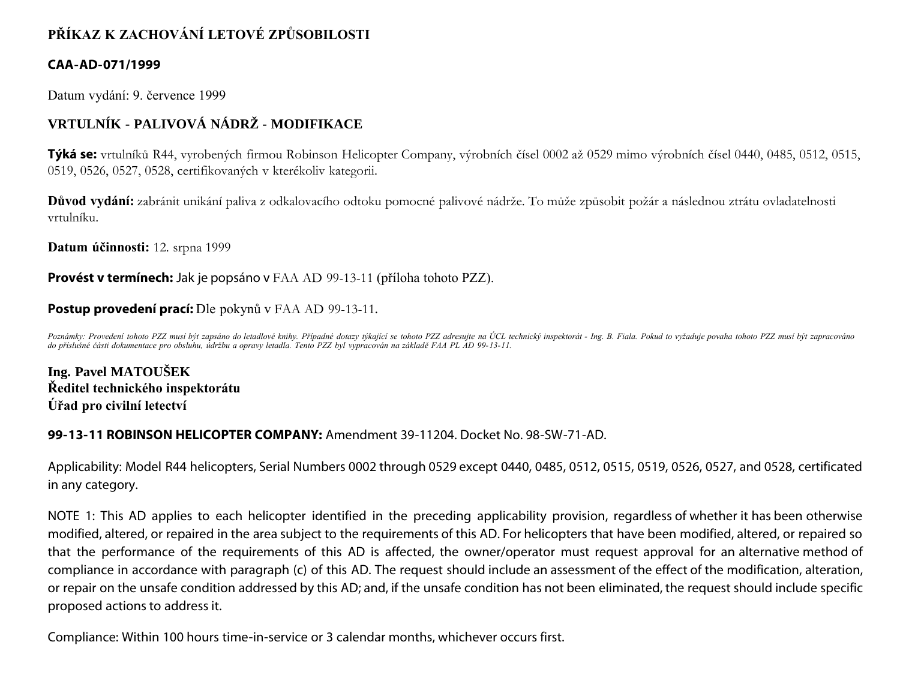# PŘÍKAZ K ZACHOVÁNÍ LETOVÉ ZPŮSOBILOSTI

**CAA-AD-071/1999**

Datum vydání: 9. července 1999

## VRTULNÍK - PALIVOVÁ NÁDRŽ - MODIFIKACE

**Týká se:** vrtulníků R44, vyrobených firmou Robinson Helicopter Company, výrobních čísel 0002 až 0529 mimo výrobních čísel 0440, 0485, 0512, 0515, 0519, 0526, 0527, 0528, certifikovaných v kterékoliv kategorii.

**Důvod vydání:** zabránit unikání paliva z odkalovacího odtoku pomocné palivové nádrže. To může způsobit požár a následnou ztrátu ovladatelnosti vrtulníku.

**Datum účinnosti:** 12. srpna 1999

**Provést v termínech:** Jak je popsáno v FAA AD 99-13-11 (příloha tohoto PZZ).

**Postup provedení prací:** Dle pokynů v FAA AD 99-13-11.

*Poznámky: Provedení tohoto PZZ musí být zapsáno do letadlové knihy. Případné dotazy týkající se tohoto PZZ adresujte na ÚCL technický inspektorát - Ing. B. Fiala. Pokud to vyžaduje povaha tohoto PZZ musí být zapracováno do příslušné části dokumentace pro obsluhu, údržbu a opravy letadla. Tento PZZ byl vypracován na základě FAA PL AD 99-13-11.*

**Ing. Pavel MATOUŠEK**
**Ředitel technického inspektorátu**
**Úřad pro civilní letectví**

**99-13-11 ROBINSON HELICOPTER COMPANY:** Amendment 39-11204. Docket No. 98-SW-71-AD.

Applicability: Model R44 helicopters, Serial Numbers 0002 through 0529 except 0440, 0485, 0512, 0515, 0519, 0526, 0527, and 0528, certificated in any category.

NOTE 1: This AD applies to each helicopter identified in the preceding applicability provision, regardless of whether it has been otherwise modified, altered, or repaired in the area subject to the requirements of this AD. For helicopters that have been modified, altered, or repaired so that the performance of the requirements of this AD is affected, the owner/operator must request approval for an alternative method of compliance in accordance with paragraph (c) of this AD. The request should include an assessment of the effect of the modification, alteration, or repair on the unsafe condition addressed by this AD; and, if the unsafe condition has not been eliminated, the request should include specific proposed actions to address it.

Compliance: Within 100 hours time-in-service or 3 calendar months, whichever occurs first.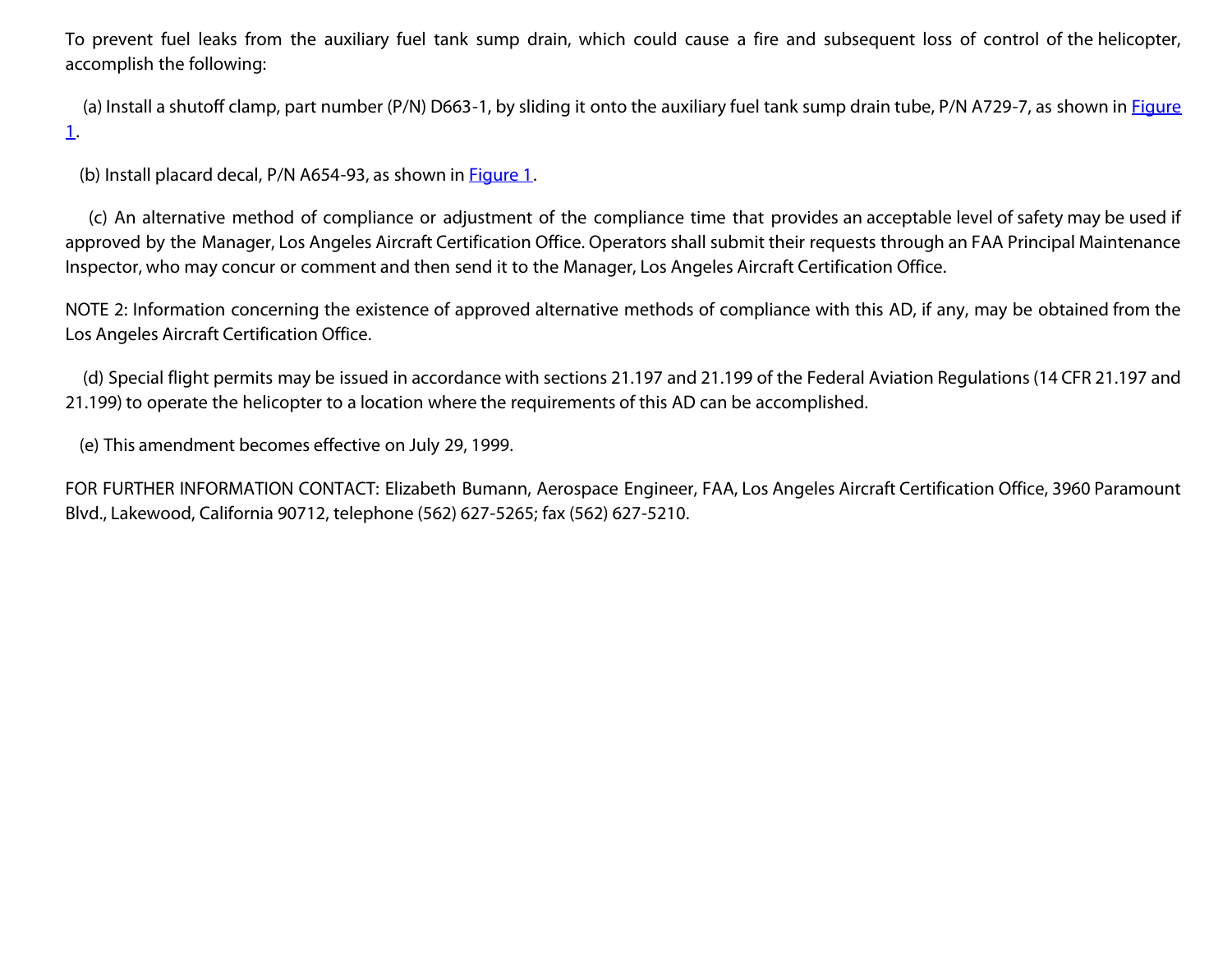To prevent fuel leaks from the auxiliary fuel tank sump drain, which could cause a fire and subsequent loss of control of the helicopter, accomplish the following:

(a) Install a shutoff clamp, part number (P/N) D663-1, by sliding it onto the auxiliary fuel tank sump drain tube, P/N A729-7, as shown in Figure 1.

(b) Install placard decal, P/N A654-93, as shown in Figure 1.

(c) An alternative method of compliance or adjustment of the compliance time that provides an acceptable level of safety may be used if approved by the Manager, Los Angeles Aircraft Certification Office. Operators shall submit their requests through an FAA Principal Maintenance Inspector, who may concur or comment and then send it to the Manager, Los Angeles Aircraft Certification Office.

NOTE 2: Information concerning the existence of approved alternative methods of compliance with this AD, if any, may be obtained from the Los Angeles Aircraft Certification Office.

(d) Special flight permits may be issued in accordance with sections 21.197 and 21.199 of the Federal Aviation Regulations (14 CFR 21.197 and 21.199) to operate the helicopter to a location where the requirements of this AD can be accomplished.

(e) This amendment becomes effective on July 29, 1999.

FOR FURTHER INFORMATION CONTACT: Elizabeth Bumann, Aerospace Engineer, FAA, Los Angeles Aircraft Certification Office, 3960 Paramount Blvd., Lakewood, California 90712, telephone (562) 627-5265; fax (562) 627-5210.